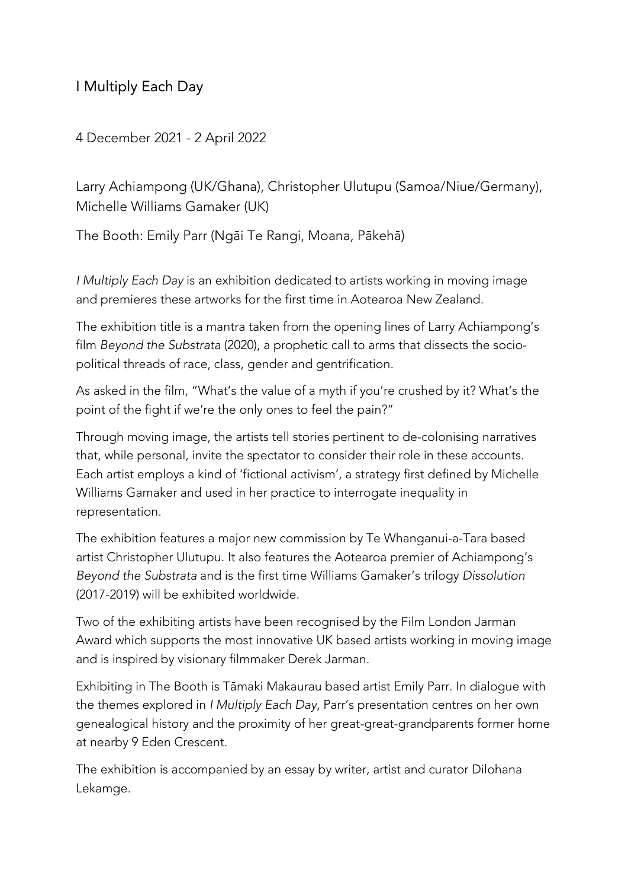# I Multiply Each Day

4 December 2021 - 2 April 2022

Larry Achiampong (UK/Ghana), Christopher Ulutupu (Samoa/Niue/Germany), Michelle Williams Gamaker (UK)

The Booth: Emily Parr (Ngāi Te Rangi, Moana, Pākehā)

*I Multiply Each Day* is an exhibition dedicated to artists working in moving image and premieres these artworks for the first time in Aotearoa New Zealand.

The exhibition title is a mantra taken from the opening lines of Larry Achiampong's film *Beyond the Substrata* (2020), a prophetic call to arms that dissects the socio-political threads of race, class, gender and gentrification.

As asked in the film, "What's the value of a myth if you're crushed by it? What's the point of the fight if we're the only ones to feel the pain?"

Through moving image, the artists tell stories pertinent to de-colonising narratives that, while personal, invite the spectator to consider their role in these accounts. Each artist employs a kind of 'fictional activism', a strategy first defined by Michelle Williams Gamaker and used in her practice to interrogate inequality in representation.

The exhibition features a major new commission by Te Whanganui-a-Tara based artist Christopher Ulutupu. It also features the Aotearoa premier of Achiampong's *Beyond the Substrata* and is the first time Williams Gamaker's trilogy *Dissolution* (2017-2019) will be exhibited worldwide.

Two of the exhibiting artists have been recognised by the Film London Jarman Award which supports the most innovative UK based artists working in moving image and is inspired by visionary filmmaker Derek Jarman.

Exhibiting in The Booth is Tāmaki Makaurau based artist Emily Parr. In dialogue with the themes explored in *I Multiply Each Day*, Parr's presentation centres on her own genealogical history and the proximity of her great-great-grandparents former home at nearby 9 Eden Crescent.

The exhibition is accompanied by an essay by writer, artist and curator Dilohana Lekamge.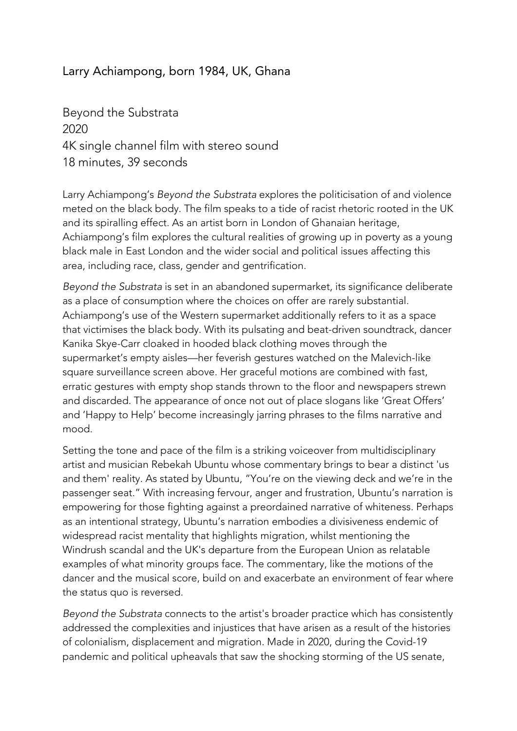Larry Achiampong, born 1984, UK, Ghana

Beyond the Substrata
2020
4K single channel film with stereo sound
18 minutes, 39 seconds

Larry Achiampong's *Beyond the Substrata* explores the politicisation of and violence meted on the black body. The film speaks to a tide of racist rhetoric rooted in the UK and its spiralling effect. As an artist born in London of Ghanaian heritage, Achiampong's film explores the cultural realities of growing up in poverty as a young black male in East London and the wider social and political issues affecting this area, including race, class, gender and gentrification.

*Beyond the Substrata* is set in an abandoned supermarket, its significance deliberate as a place of consumption where the choices on offer are rarely substantial. Achiampong's use of the Western supermarket additionally refers to it as a space that victimises the black body. With its pulsating and beat-driven soundtrack, dancer Kanika Skye-Carr cloaked in hooded black clothing moves through the supermarket's empty aisles—her feverish gestures watched on the Malevich-like square surveillance screen above. Her graceful motions are combined with fast, erratic gestures with empty shop stands thrown to the floor and newspapers strewn and discarded. The appearance of once not out of place slogans like 'Great Offers' and 'Happy to Help' become increasingly jarring phrases to the films narrative and mood.

Setting the tone and pace of the film is a striking voiceover from multidisciplinary artist and musician Rebekah Ubuntu whose commentary brings to bear a distinct 'us and them' reality. As stated by Ubuntu, "You're on the viewing deck and we're in the passenger seat." With increasing fervour, anger and frustration, Ubuntu's narration is empowering for those fighting against a preordained narrative of whiteness. Perhaps as an intentional strategy, Ubuntu's narration embodies a divisiveness endemic of widespread racist mentality that highlights migration, whilst mentioning the Windrush scandal and the UK's departure from the European Union as relatable examples of what minority groups face. The commentary, like the motions of the dancer and the musical score, build on and exacerbate an environment of fear where the status quo is reversed.

*Beyond the Substrata* connects to the artist's broader practice which has consistently addressed the complexities and injustices that have arisen as a result of the histories of colonialism, displacement and migration. Made in 2020, during the Covid-19 pandemic and political upheavals that saw the shocking storming of the US senate,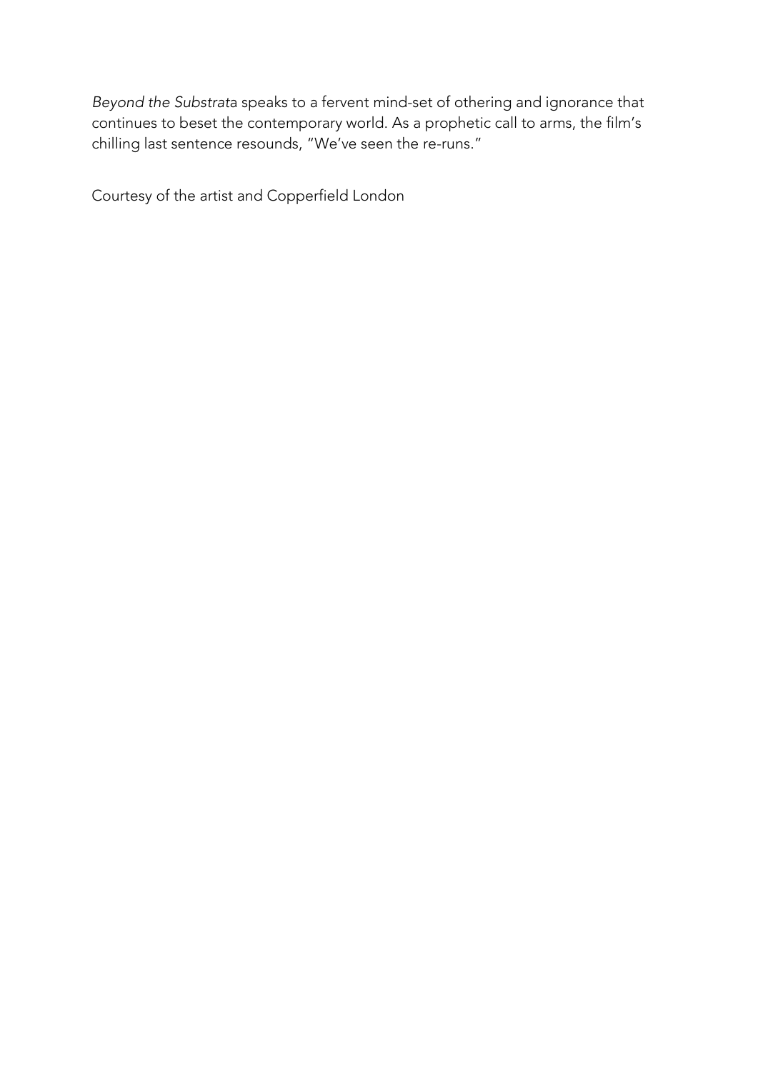*Beyond the Substrata* speaks to a fervent mind-set of othering and ignorance that continues to beset the contemporary world. As a prophetic call to arms, the film's chilling last sentence resounds, "We've seen the re-runs."

Courtesy of the artist and Copperfield London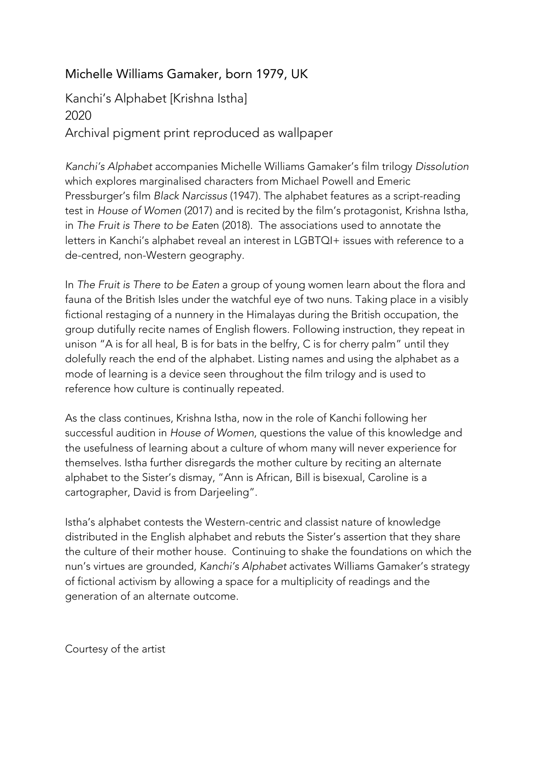## Michelle Williams Gamaker, born 1979, UK

Kanchi's Alphabet [Krishna Istha]
2020
Archival pigment print reproduced as wallpaper

*Kanchi's Alphabet* accompanies Michelle Williams Gamaker's film trilogy *Dissolution* which explores marginalised characters from Michael Powell and Emeric Pressburger's film *Black Narcissus* (1947). The alphabet features as a script-reading test in *House of Women* (2017) and is recited by the film's protagonist, Krishna Istha, in *The Fruit is There to be Eaten* (2018). The associations used to annotate the letters in Kanchi's alphabet reveal an interest in LGBTQI+ issues with reference to a de-centred, non-Western geography.

In *The Fruit is There to be Eaten* a group of young women learn about the flora and fauna of the British Isles under the watchful eye of two nuns. Taking place in a visibly fictional restaging of a nunnery in the Himalayas during the British occupation, the group dutifully recite names of English flowers. Following instruction, they repeat in unison "A is for all heal, B is for bats in the belfry, C is for cherry palm" until they dolefully reach the end of the alphabet. Listing names and using the alphabet as a mode of learning is a device seen throughout the film trilogy and is used to reference how culture is continually repeated.

As the class continues, Krishna Istha, now in the role of Kanchi following her successful audition in *House of Women*, questions the value of this knowledge and the usefulness of learning about a culture of whom many will never experience for themselves. Istha further disregards the mother culture by reciting an alternate alphabet to the Sister's dismay, "Ann is African, Bill is bisexual, Caroline is a cartographer, David is from Darjeeling".

Istha's alphabet contests the Western-centric and classist nature of knowledge distributed in the English alphabet and rebuts the Sister's assertion that they share the culture of their mother house. Continuing to shake the foundations on which the nun's virtues are grounded, *Kanchi's Alphabet* activates Williams Gamaker's strategy of fictional activism by allowing a space for a multiplicity of readings and the generation of an alternate outcome.

Courtesy of the artist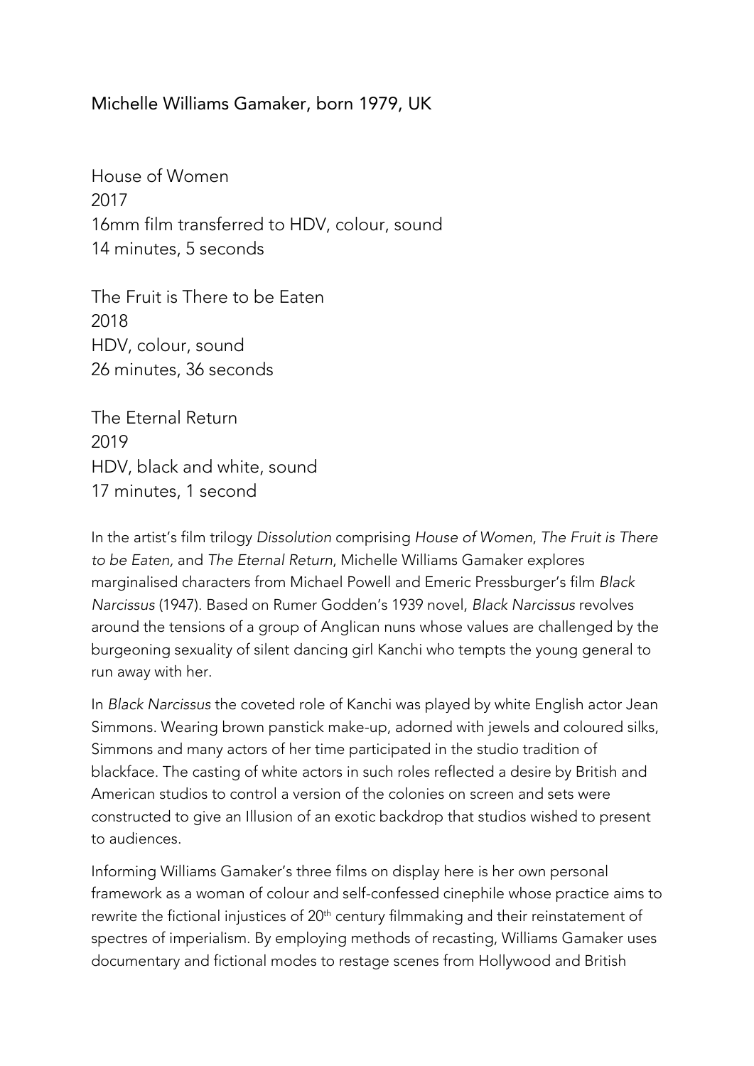Michelle Williams Gamaker, born 1979, UK

House of Women
2017
16mm film transferred to HDV, colour, sound
14 minutes, 5 seconds

The Fruit is There to be Eaten
2018
HDV, colour, sound
26 minutes, 36 seconds

The Eternal Return
2019
HDV, black and white, sound
17 minutes, 1 second

In the artist's film trilogy *Dissolution* comprising *House of Women*, *The Fruit is There to be Eaten,* and *The Eternal Return*, Michelle Williams Gamaker explores marginalised characters from Michael Powell and Emeric Pressburger's film *Black Narcissus* (1947). Based on Rumer Godden's 1939 novel, *Black Narcissus* revolves around the tensions of a group of Anglican nuns whose values are challenged by the burgeoning sexuality of silent dancing girl Kanchi who tempts the young general to run away with her.

In *Black Narcissus* the coveted role of Kanchi was played by white English actor Jean Simmons. Wearing brown panstick make-up, adorned with jewels and coloured silks, Simmons and many actors of her time participated in the studio tradition of blackface. The casting of white actors in such roles reflected a desire by British and American studios to control a version of the colonies on screen and sets were constructed to give an Illusion of an exotic backdrop that studios wished to present to audiences.

Informing Williams Gamaker's three films on display here is her own personal framework as a woman of colour and self-confessed cinephile whose practice aims to rewrite the fictional injustices of 20th century filmmaking and their reinstatement of spectres of imperialism. By employing methods of recasting, Williams Gamaker uses documentary and fictional modes to restage scenes from Hollywood and British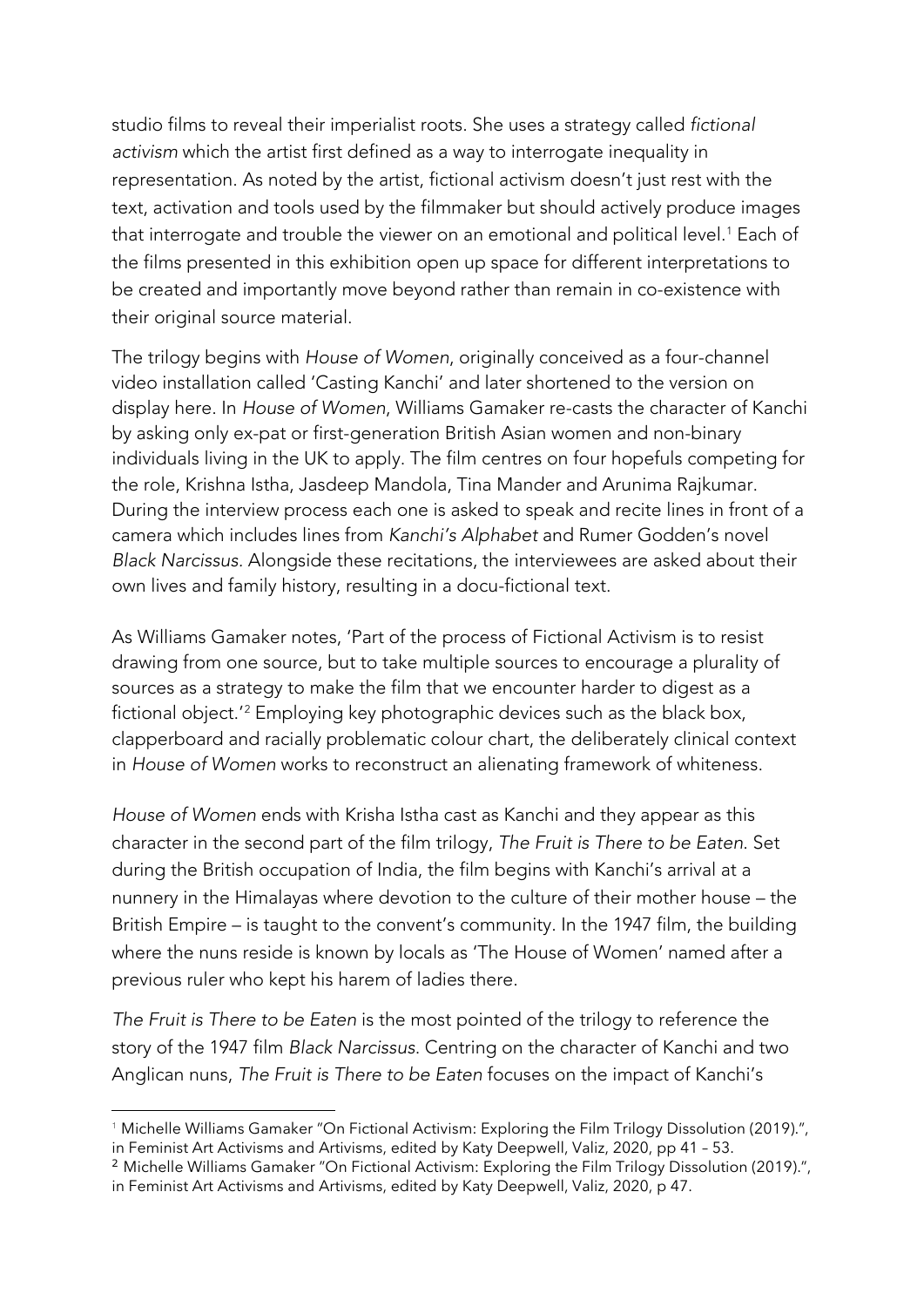studio films to reveal their imperialist roots. She uses a strategy called *fictional activism* which the artist first defined as a way to interrogate inequality in representation. As noted by the artist, fictional activism doesn't just rest with the text, activation and tools used by the filmmaker but should actively produce images that interrogate and trouble the viewer on an emotional and political level.[1] Each of the films presented in this exhibition open up space for different interpretations to be created and importantly move beyond rather than remain in co-existence with their original source material.

The trilogy begins with *House of Women*, originally conceived as a four-channel video installation called 'Casting Kanchi' and later shortened to the version on display here. In *House of Women*, Williams Gamaker re-casts the character of Kanchi by asking only ex-pat or first-generation British Asian women and non-binary individuals living in the UK to apply. The film centres on four hopefuls competing for the role, Krishna Istha, Jasdeep Mandola, Tina Mander and Arunima Rajkumar. During the interview process each one is asked to speak and recite lines in front of a camera which includes lines from *Kanchi's Alphabet* and Rumer Godden's novel *Black Narcissus.* Alongside these recitations, the interviewees are asked about their own lives and family history, resulting in a docu-fictional text.

As Williams Gamaker notes, 'Part of the process of Fictional Activism is to resist drawing from one source, but to take multiple sources to encourage a plurality of sources as a strategy to make the film that we encounter harder to digest as a fictional object.'[2] Employing key photographic devices such as the black box, clapperboard and racially problematic colour chart, the deliberately clinical context in *House of Women* works to reconstruct an alienating framework of whiteness.

*House of Women* ends with Krisha Istha cast as Kanchi and they appear as this character in the second part of the film trilogy, *The Fruit is There to be Eaten*. Set during the British occupation of India, the film begins with Kanchi's arrival at a nunnery in the Himalayas where devotion to the culture of their mother house – the British Empire – is taught to the convent's community. In the 1947 film, the building where the nuns reside is known by locals as 'The House of Women' named after a previous ruler who kept his harem of ladies there.

*The Fruit is There to be Eaten* is the most pointed of the trilogy to reference the story of the 1947 film *Black Narcissus*. Centring on the character of Kanchi and two Anglican nuns, *The Fruit is There to be Eaten* focuses on the impact of Kanchi's

---

[1] Michelle Williams Gamaker "On Fictional Activism: Exploring the Film Trilogy Dissolution (2019).", in Feminist Art Activisms and Artivisms, edited by Katy Deepwell, Valiz, 2020, pp 41 – 53.

[2] Michelle Williams Gamaker "On Fictional Activism: Exploring the Film Trilogy Dissolution (2019).", in Feminist Art Activisms and Artivisms, edited by Katy Deepwell, Valiz, 2020, p 47.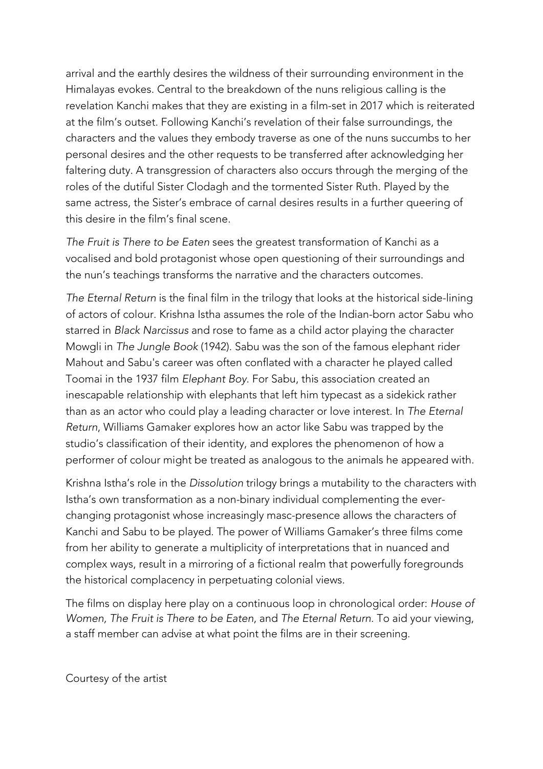arrival and the earthly desires the wildness of their surrounding environment in the Himalayas evokes. Central to the breakdown of the nuns religious calling is the revelation Kanchi makes that they are existing in a film-set in 2017 which is reiterated at the film's outset. Following Kanchi's revelation of their false surroundings, the characters and the values they embody traverse as one of the nuns succumbs to her personal desires and the other requests to be transferred after acknowledging her faltering duty. A transgression of characters also occurs through the merging of the roles of the dutiful Sister Clodagh and the tormented Sister Ruth. Played by the same actress, the Sister's embrace of carnal desires results in a further queering of this desire in the film's final scene.

*The Fruit is There to be Eaten* sees the greatest transformation of Kanchi as a vocalised and bold protagonist whose open questioning of their surroundings and the nun's teachings transforms the narrative and the characters outcomes.

*The Eternal Return* is the final film in the trilogy that looks at the historical side-lining of actors of colour. Krishna Istha assumes the role of the Indian-born actor Sabu who starred in *Black Narcissus* and rose to fame as a child actor playing the character Mowgli in *The Jungle Book* (1942). Sabu was the son of the famous elephant rider Mahout and Sabu's career was often conflated with a character he played called Toomai in the 1937 film *Elephant Boy*. For Sabu, this association created an inescapable relationship with elephants that left him typecast as a sidekick rather than as an actor who could play a leading character or love interest. In *The Eternal Return*, Williams Gamaker explores how an actor like Sabu was trapped by the studio's classification of their identity, and explores the phenomenon of how a performer of colour might be treated as analogous to the animals he appeared with.

Krishna Istha's role in the *Dissolution* trilogy brings a mutability to the characters with Istha's own transformation as a non-binary individual complementing the ever-changing protagonist whose increasingly masc-presence allows the characters of Kanchi and Sabu to be played. The power of Williams Gamaker's three films come from her ability to generate a multiplicity of interpretations that in nuanced and complex ways, result in a mirroring of a fictional realm that powerfully foregrounds the historical complacency in perpetuating colonial views.

The films on display here play on a continuous loop in chronological order: *House of Women*, *The Fruit is There to be Eaten*, and *The Eternal Return*. To aid your viewing, a staff member can advise at what point the films are in their screening.

Courtesy of the artist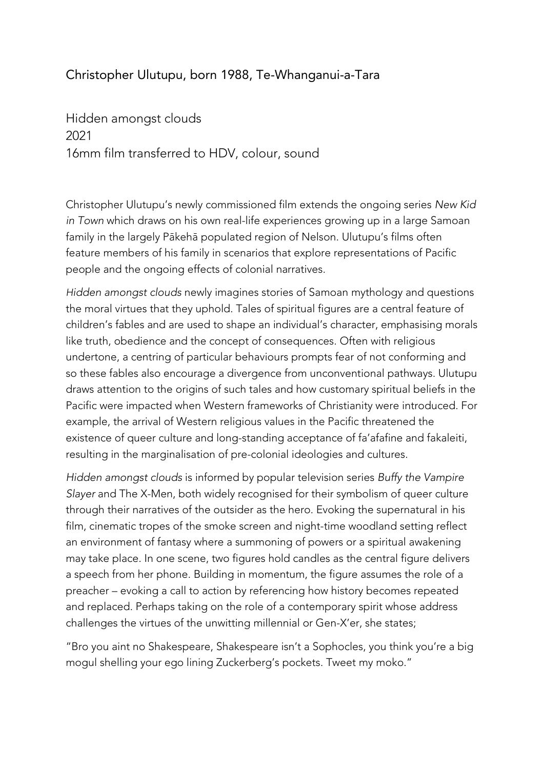## Christopher Ulutupu, born 1988, Te-Whanganui-a-Tara

Hidden amongst clouds
2021
16mm film transferred to HDV, colour, sound

Christopher Ulutupu's newly commissioned film extends the ongoing series *New Kid in Town* which draws on his own real-life experiences growing up in a large Samoan family in the largely Pākehā populated region of Nelson. Ulutupu's films often feature members of his family in scenarios that explore representations of Pacific people and the ongoing effects of colonial narratives.

*Hidden amongst clouds* newly imagines stories of Samoan mythology and questions the moral virtues that they uphold. Tales of spiritual figures are a central feature of children's fables and are used to shape an individual's character, emphasising morals like truth, obedience and the concept of consequences. Often with religious undertone, a centring of particular behaviours prompts fear of not conforming and so these fables also encourage a divergence from unconventional pathways. Ulutupu draws attention to the origins of such tales and how customary spiritual beliefs in the Pacific were impacted when Western frameworks of Christianity were introduced. For example, the arrival of Western religious values in the Pacific threatened the existence of queer culture and long-standing acceptance of fa'afafine and fakaleiti, resulting in the marginalisation of pre-colonial ideologies and cultures.

*Hidden amongst clouds* is informed by popular television series *Buffy the Vampire Slayer* and The X-Men, both widely recognised for their symbolism of queer culture through their narratives of the outsider as the hero. Evoking the supernatural in his film, cinematic tropes of the smoke screen and night-time woodland setting reflect an environment of fantasy where a summoning of powers or a spiritual awakening may take place. In one scene, two figures hold candles as the central figure delivers a speech from her phone. Building in momentum, the figure assumes the role of a preacher – evoking a call to action by referencing how history becomes repeated and replaced. Perhaps taking on the role of a contemporary spirit whose address challenges the virtues of the unwitting millennial or Gen-X'er, she states;

"Bro you aint no Shakespeare, Shakespeare isn't a Sophocles, you think you're a big mogul shelling your ego lining Zuckerberg's pockets. Tweet my moko."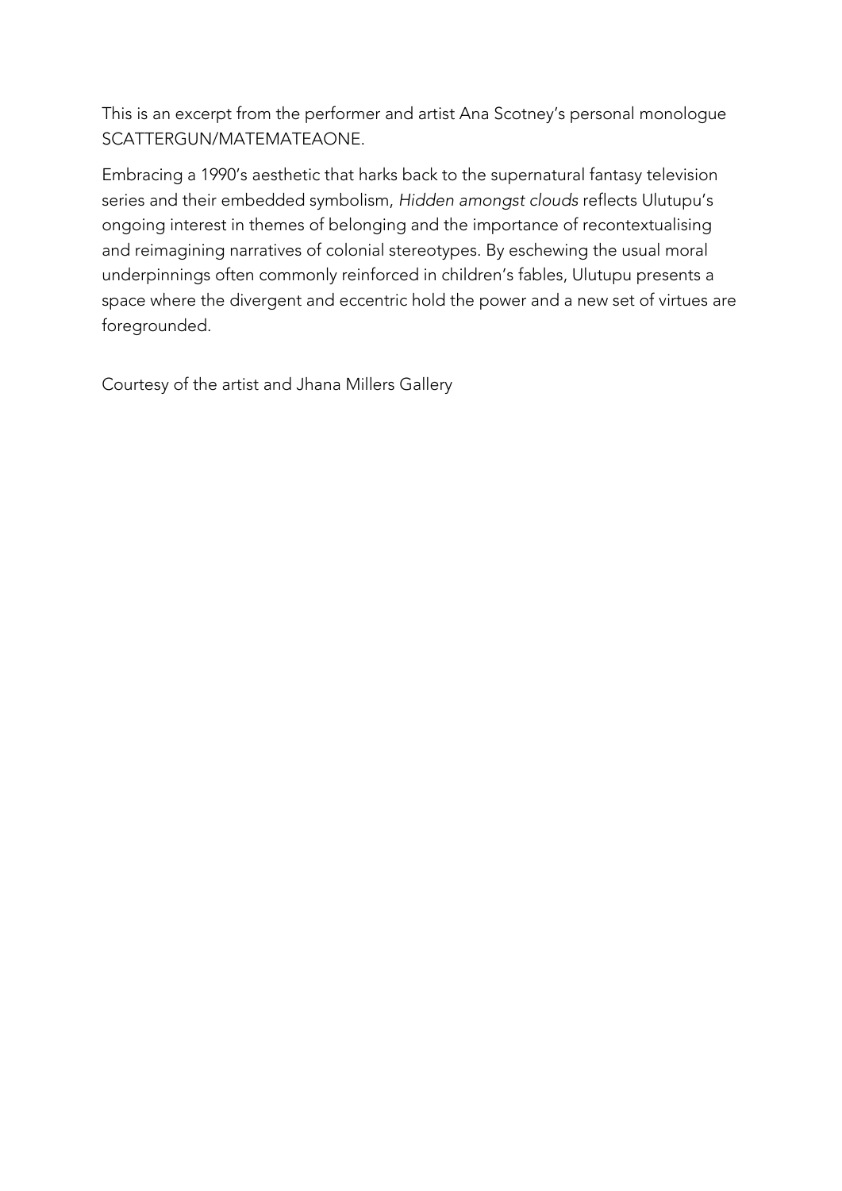This is an excerpt from the performer and artist Ana Scotney's personal monologue SCATTERGUN/MATEMATEAONE.

Embracing a 1990's aesthetic that harks back to the supernatural fantasy television series and their embedded symbolism, *Hidden amongst clouds* reflects Ulutupu's ongoing interest in themes of belonging and the importance of recontextualising and reimagining narratives of colonial stereotypes. By eschewing the usual moral underpinnings often commonly reinforced in children's fables, Ulutupu presents a space where the divergent and eccentric hold the power and a new set of virtues are foregrounded.

Courtesy of the artist and Jhana Millers Gallery